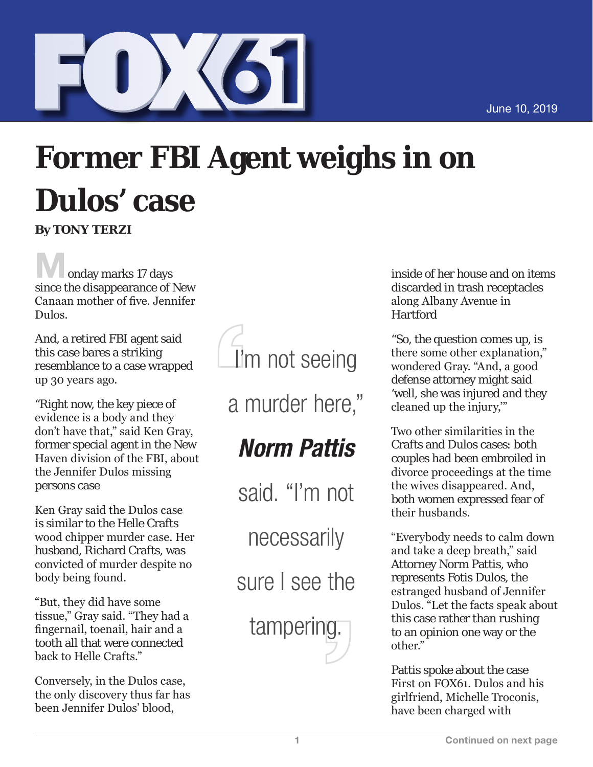FOX61

June 10, 2019

# Former FBI Agent weighs in on Dulos' case

**By TONY TERZI**

Monday marks 17 days since the disappearance of New Canaan mother of five. Jennifer Dulos.

And, a retired FBI agent said this case bares a striking resemblance to a case wrapped up 30 years ago.

"Right now, the key piece of evidence is a body and they don't have that," said Ken Gray, former special agent in the New Haven division of the FBI, about the Jennifer Dulos missing persons case

Ken Gray said the Dulos case is similar to the Helle Crafts wood chipper murder case. Her husband, Richard Crafts, was convicted of murder despite no body being found.

"But, they did have some tissue," Gray said. "They had a fingernail, toenail, hair and a tooth all that were connected back to Helle Crafts."

Conversely, in the Dulos case, the only discovery thus far has been Jennifer Dulos' blood, inside of her house and on items discarded in trash receptacles along Albany Avenue in Hartford

"So, the question comes up, is there some other explanation," wondered Gray. "And, a good defense attorney might said 'well, she was injured and they cleaned up the injury,'"

Two other similarities in the Crafts and Dulos cases: both couples had been embroiled in divorce proceedings at the time the wives disappeared. And, both women expressed fear of their husbands.

> I'm not seeing a murder here," ***Norm Pattis*** said. "I'm not necessarily sure I see the tampering.

"Everybody needs to calm down and take a deep breath," said Attorney Norm Pattis, who represents Fotis Dulos, the estranged husband of Jennifer Dulos. "Let the facts speak about this case rather than rushing to an opinion one way or the other."

Pattis spoke about the case First on FOX61. Dulos and his girlfriend, Michelle Troconis, have been charged with

Continued on next page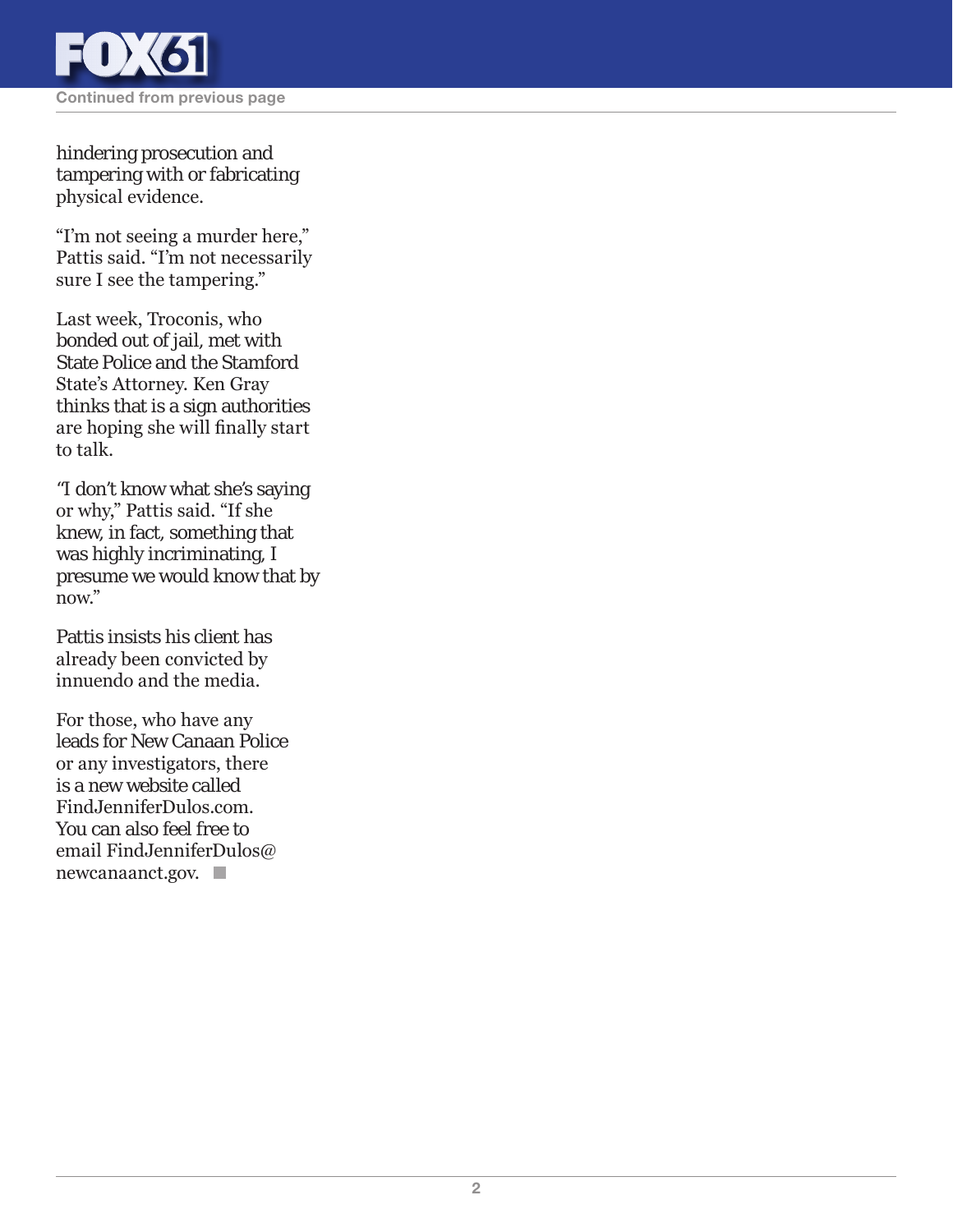hindering prosecution and tampering with or fabricating physical evidence.

"I'm not seeing a murder here," Pattis said. "I'm not necessarily sure I see the tampering."

Last week, Troconis, who bonded out of jail, met with State Police and the Stamford State's Attorney. Ken Gray thinks that is a sign authorities are hoping she will finally start to talk.

"I don't know what she's saying or why," Pattis said. "If she knew, in fact, something that was highly incriminating, I presume we would know that by now."

Pattis insists his client has already been convicted by innuendo and the media.

For those, who have any leads for New Canaan Police or any investigators, there is a new website called FindJenniferDulos.com. You can also feel free to email FindJenniferDulos@newcanaanct.gov.